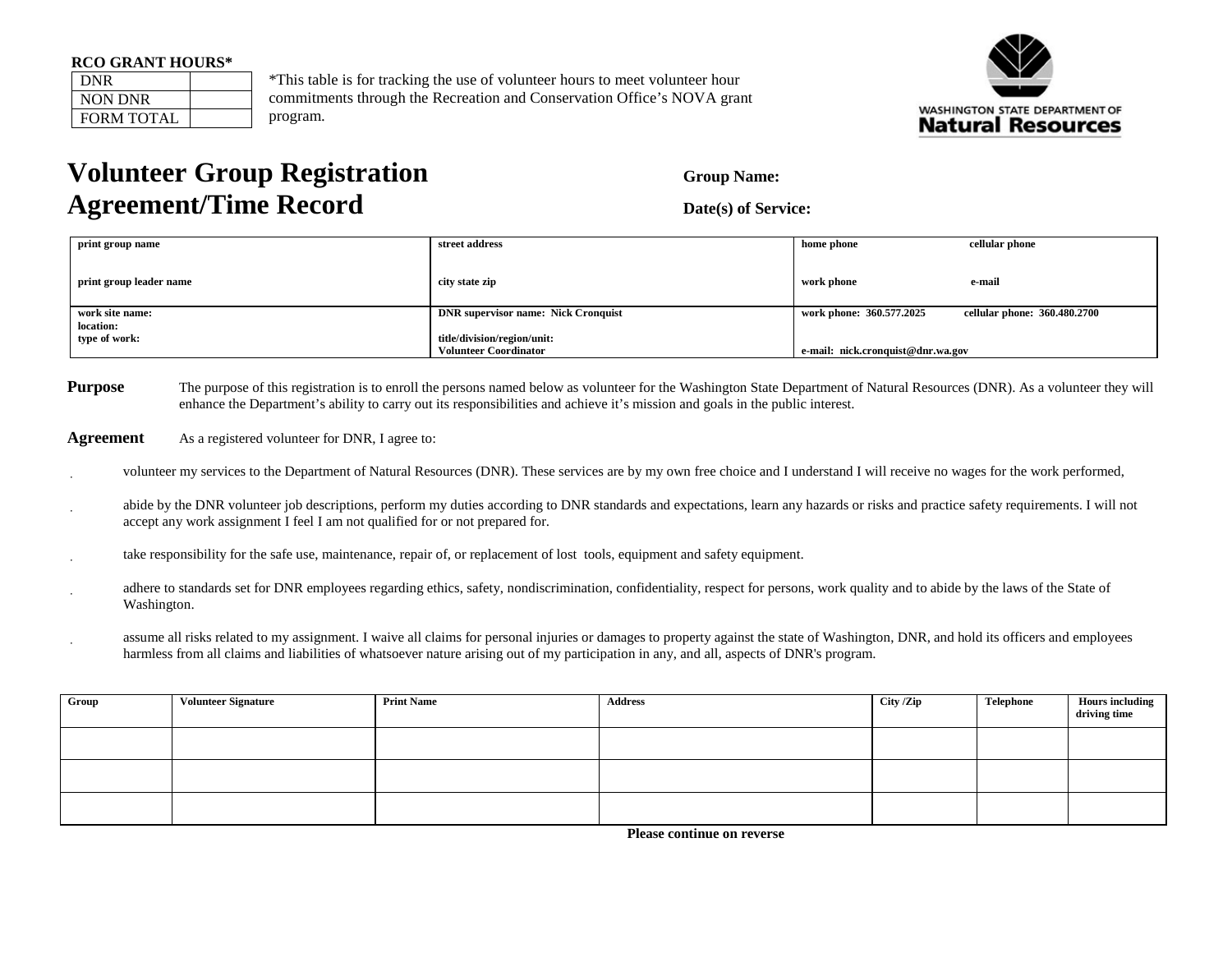**RCO GRANT HOURS***

| DNR | |
|---|---|
| NON DNR | |
| FORM TOTAL | |

*This table is for tracking the use of volunteer hours to meet volunteer hour commitments through the Recreation and Conservation Office's NOVA grant program.

WASHINGTON STATE DEPARTMENT OF **Natural Resources**

# Volunteer Group Registration Agreement/Time Record

**Group Name:**

**Date(s) of Service:**

| print group name | street address | home phone | cellular phone |
|---|---|---|---|
| print group leader name | city state zip | work phone | e-mail |
| work site name: location: type of work: | DNR supervisor name: Nick Cronquist title/division/region/unit: Volunteer Coordinator | work phone: 360.577.2025 e-mail: nick.cronquist@dnr.wa.gov | cellular phone: 360.480.2700 |

**Purpose** The purpose of this registration is to enroll the persons named below as volunteer for the Washington State Department of Natural Resources (DNR). As a volunteer they will enhance the Department's ability to carry out its responsibilities and achieve it's mission and goals in the public interest.

**Agreement** As a registered volunteer for DNR, I agree to:

- volunteer my services to the Department of Natural Resources (DNR). These services are by my own free choice and I understand I will receive no wages for the work performed,
- abide by the DNR volunteer job descriptions, perform my duties according to DNR standards and expectations, learn any hazards or risks and practice safety requirements. I will not accept any work assignment I feel I am not qualified for or not prepared for.
- take responsibility for the safe use, maintenance, repair of, or replacement of lost tools, equipment and safety equipment.
- adhere to standards set for DNR employees regarding ethics, safety, nondiscrimination, confidentiality, respect for persons, work quality and to abide by the laws of the State of Washington.
- assume all risks related to my assignment. I waive all claims for personal injuries or damages to property against the state of Washington, DNR, and hold its officers and employees harmless from all claims and liabilities of whatsoever nature arising out of my participation in any, and all, aspects of DNR's program.

| Group | Volunteer Signature | Print Name | Address | City /Zip | Telephone | Hours including driving time |
|---|---|---|---|---|---|---|
| | | | | | | |
| | | | | | | |
| | | | | | | |

**Please continue on reverse**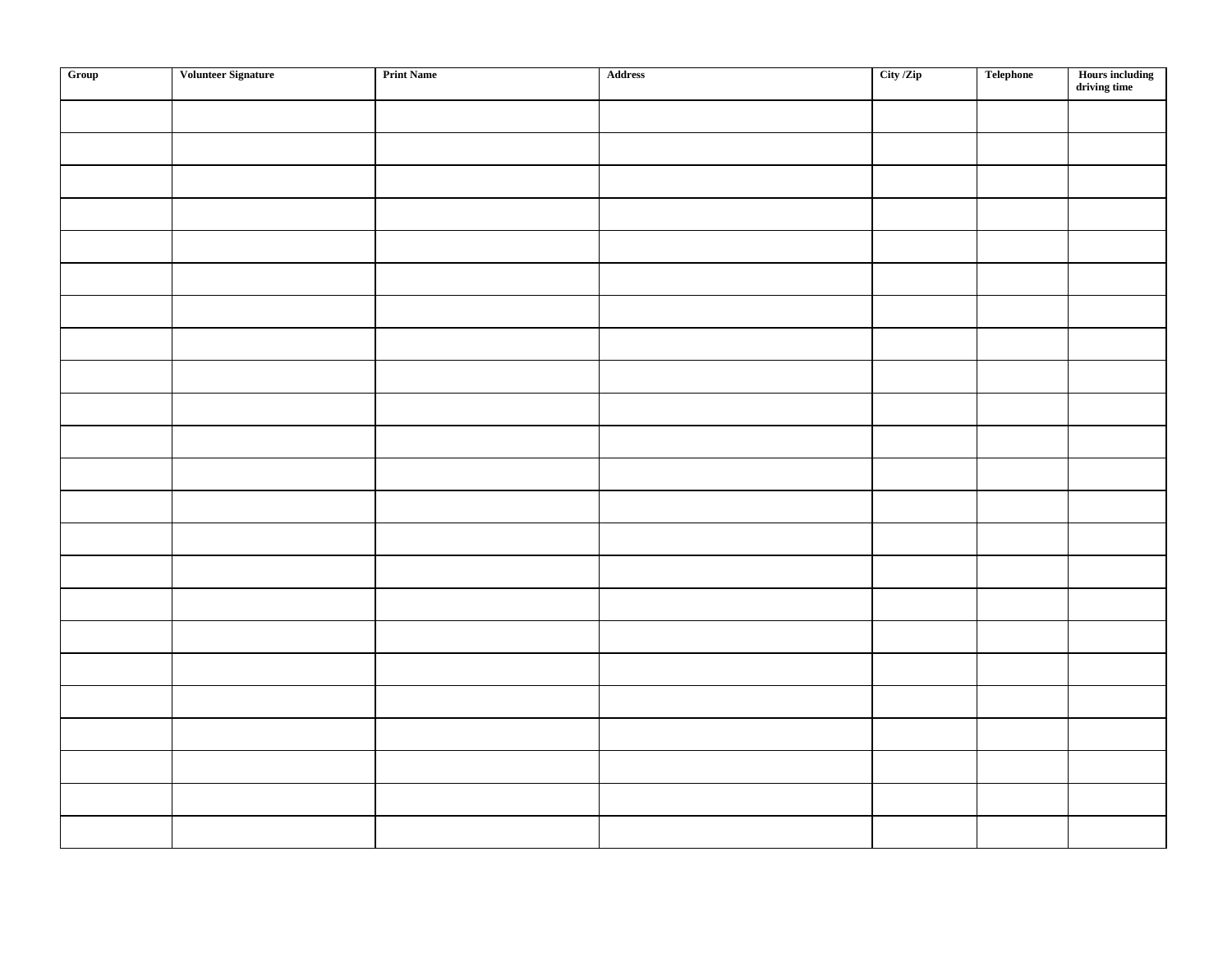| Group | Volunteer Signature | Print Name | Address | City /Zip | Telephone | Hours including driving time |
|---|---|---|---|---|---|---|
| | | | | | | |
| | | | | | | |
| | | | | | | |
| | | | | | | |
| | | | | | | |
| | | | | | | |
| | | | | | | |
| | | | | | | |
| | | | | | | |
| | | | | | | |
| | | | | | | |
| | | | | | | |
| | | | | | | |
| | | | | | | |
| | | | | | | |
| | | | | | | |
| | | | | | | |
| | | | | | | |
| | | | | | | |
| | | | | | | |
| | | | | | | |
| | | | | | | |
| | | | | | | |